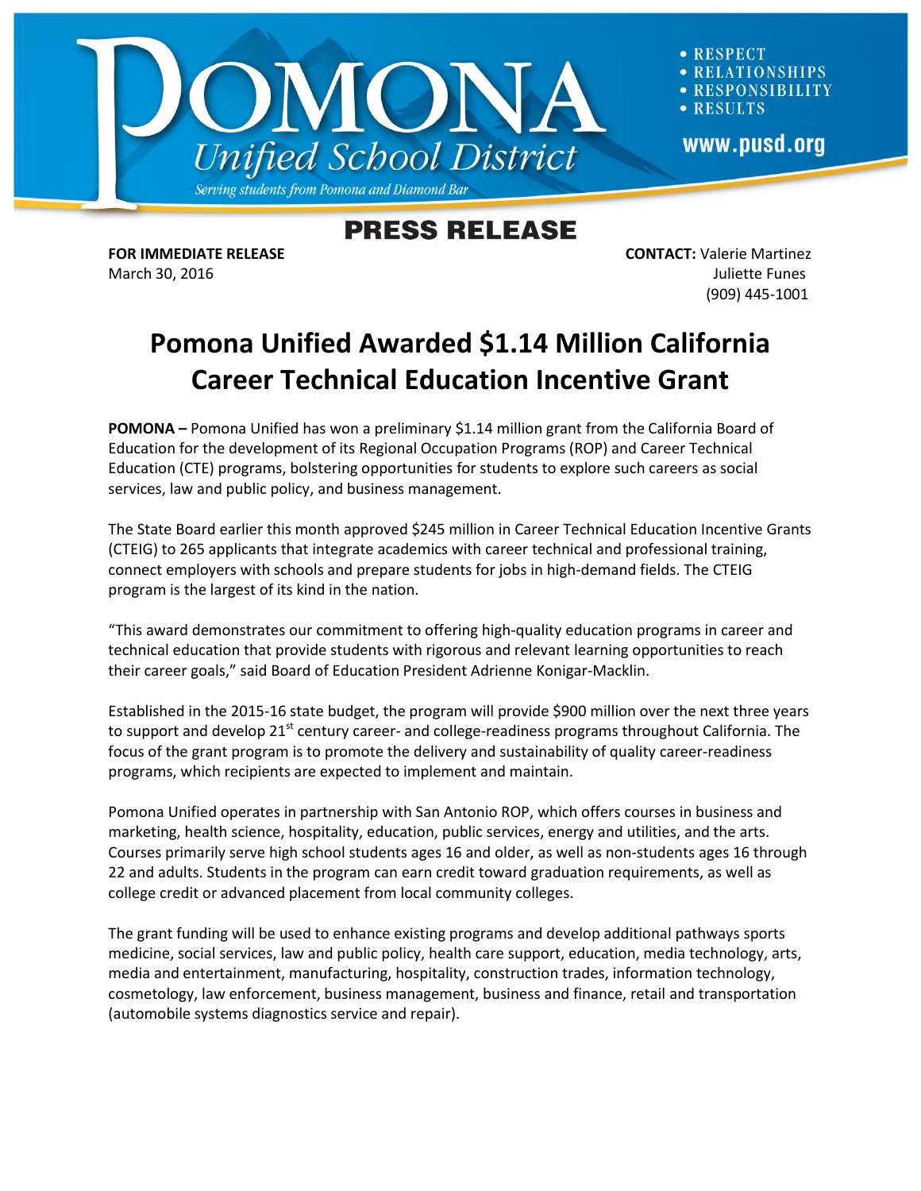# POMONA Unified School District

*Serving students from Pomona and Diamond Bar*

- RESPECT
- RELATIONSHIPS
- RESPONSIBILITY
- RESULTS

www.pusd.org

## PRESS RELEASE

**FOR IMMEDIATE RELEASE**
March 30, 2016

**CONTACT:** Valerie Martinez
Juliette Funes
(909) 445-1001

# Pomona Unified Awarded $1.14 Million California Career Technical Education Incentive Grant

**POMONA –** Pomona Unified has won a preliminary $1.14 million grant from the California Board of Education for the development of its Regional Occupation Programs (ROP) and Career Technical Education (CTE) programs, bolstering opportunities for students to explore such careers as social services, law and public policy, and business management.

The State Board earlier this month approved $245 million in Career Technical Education Incentive Grants (CTEIG) to 265 applicants that integrate academics with career technical and professional training, connect employers with schools and prepare students for jobs in high-demand fields. The CTEIG program is the largest of its kind in the nation.

"This award demonstrates our commitment to offering high-quality education programs in career and technical education that provide students with rigorous and relevant learning opportunities to reach their career goals," said Board of Education President Adrienne Konigar-Macklin.

Established in the 2015-16 state budget, the program will provide $900 million over the next three years to support and develop 21st century career- and college-readiness programs throughout California. The focus of the grant program is to promote the delivery and sustainability of quality career-readiness programs, which recipients are expected to implement and maintain.

Pomona Unified operates in partnership with San Antonio ROP, which offers courses in business and marketing, health science, hospitality, education, public services, energy and utilities, and the arts. Courses primarily serve high school students ages 16 and older, as well as non-students ages 16 through 22 and adults. Students in the program can earn credit toward graduation requirements, as well as college credit or advanced placement from local community colleges.

The grant funding will be used to enhance existing programs and develop additional pathways sports medicine, social services, law and public policy, health care support, education, media technology, arts, media and entertainment, manufacturing, hospitality, construction trades, information technology, cosmetology, law enforcement, business management, business and finance, retail and transportation (automobile systems diagnostics service and repair).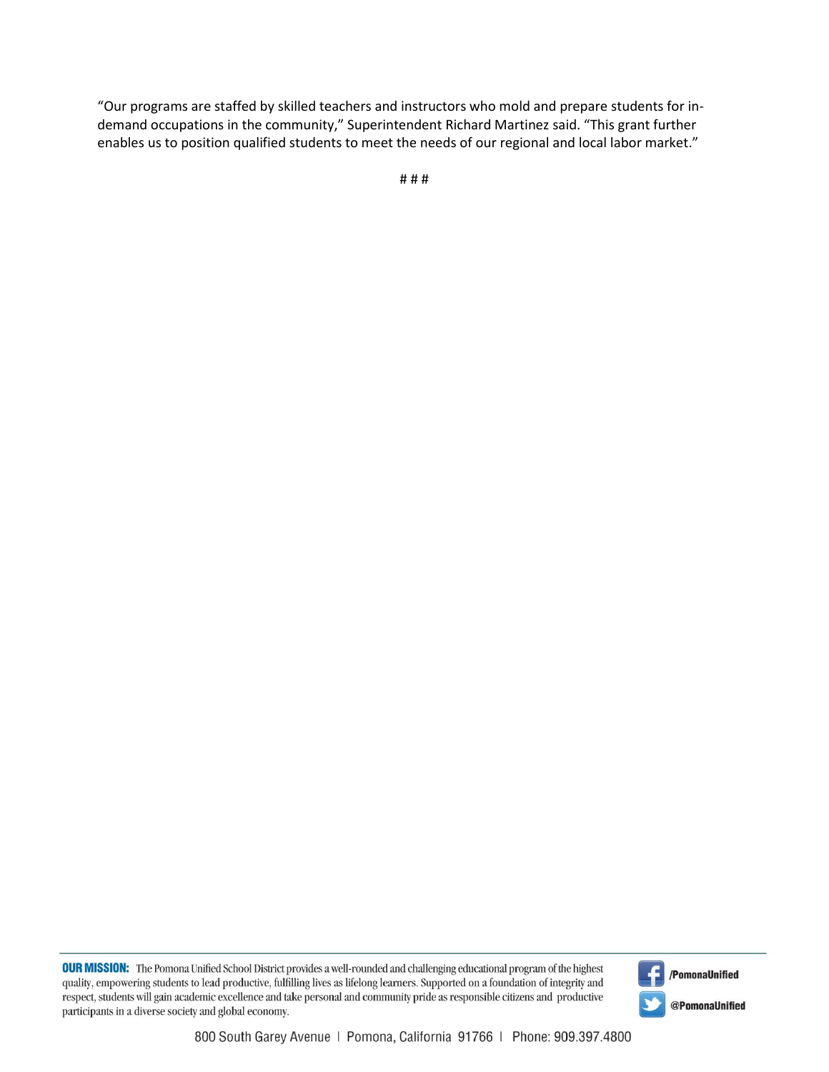"Our programs are staffed by skilled teachers and instructors who mold and prepare students for in-demand occupations in the community," Superintendent Richard Martinez said. "This grant further enables us to position qualified students to meet the needs of our regional and local labor market."

# # #

**OUR MISSION:** The Pomona Unified School District provides a well-rounded and challenging educational program of the highest quality, empowering students to lead productive, fulfilling lives as lifelong learners. Supported on a foundation of integrity and respect, students will gain academic excellence and take personal and community pride as responsible citizens and productive participants in a diverse society and global economy.

/PomonaUnified

@PomonaUnified

800 South Garey Avenue | Pomona, California 91766 | Phone: 909.397.4800